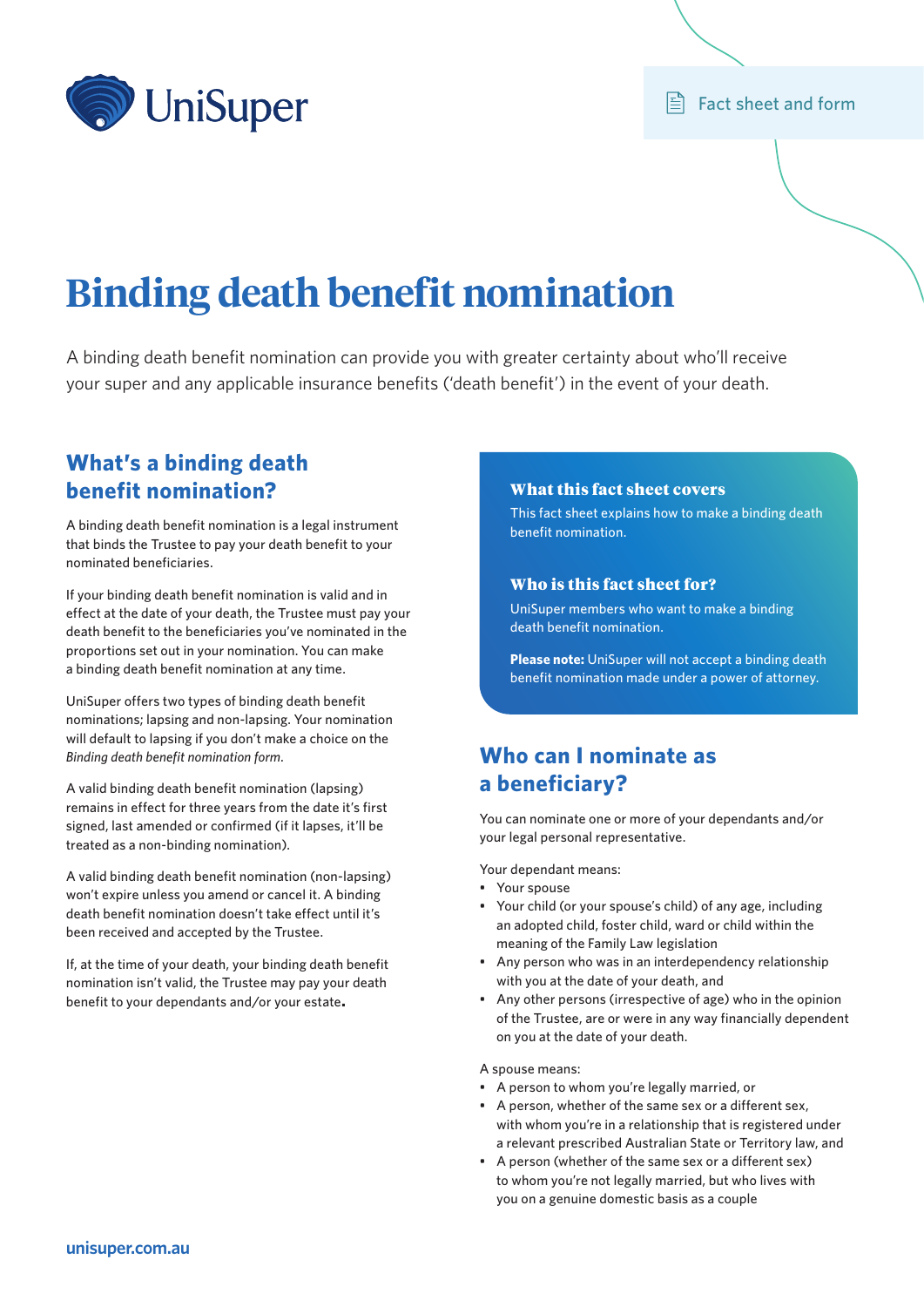Fact sheet and form

# Binding death benefit nomination

A binding death benefit nomination can provide you with greater certainty about who'll receive your super and any applicable insurance benefits ('death benefit') in the event of your death.

## What's a binding death benefit nomination?

A binding death benefit nomination is a legal instrument that binds the Trustee to pay your death benefit to your nominated beneficiaries.

If your binding death benefit nomination is valid and in effect at the date of your death, the Trustee must pay your death benefit to the beneficiaries you've nominated in the proportions set out in your nomination. You can make a binding death benefit nomination at any time.

UniSuper offers two types of binding death benefit nominations; lapsing and non-lapsing. Your nomination will default to lapsing if you don't make a choice on the *Binding death benefit nomination form*.

A valid binding death benefit nomination (lapsing) remains in effect for three years from the date it's first signed, last amended or confirmed (if it lapses, it'll be treated as a non-binding nomination).

A valid binding death benefit nomination (non-lapsing) won't expire unless you amend or cancel it. A binding death benefit nomination doesn't take effect until it's been received and accepted by the Trustee.

If, at the time of your death, your binding death benefit nomination isn't valid, the Trustee may pay your death benefit to your dependants and/or your estate.

### What this fact sheet covers

This fact sheet explains how to make a binding death benefit nomination.

### Who is this fact sheet for?

UniSuper members who want to make a binding death benefit nomination.

**Please note:** UniSuper will not accept a binding death benefit nomination made under a power of attorney.

## Who can I nominate as a beneficiary?

You can nominate one or more of your dependants and/or your legal personal representative.

Your dependant means:

- Your spouse
- Your child (or your spouse's child) of any age, including an adopted child, foster child, ward or child within the meaning of the Family Law legislation
- Any person who was in an interdependency relationship with you at the date of your death, and
- Any other persons (irrespective of age) who in the opinion of the Trustee, are or were in any way financially dependent on you at the date of your death.

A spouse means:

- A person to whom you're legally married, or
- A person, whether of the same sex or a different sex, with whom you're in a relationship that is registered under a relevant prescribed Australian State or Territory law, and
- A person (whether of the same sex or a different sex) to whom you're not legally married, but who lives with you on a genuine domestic basis as a couple

unisuper.com.au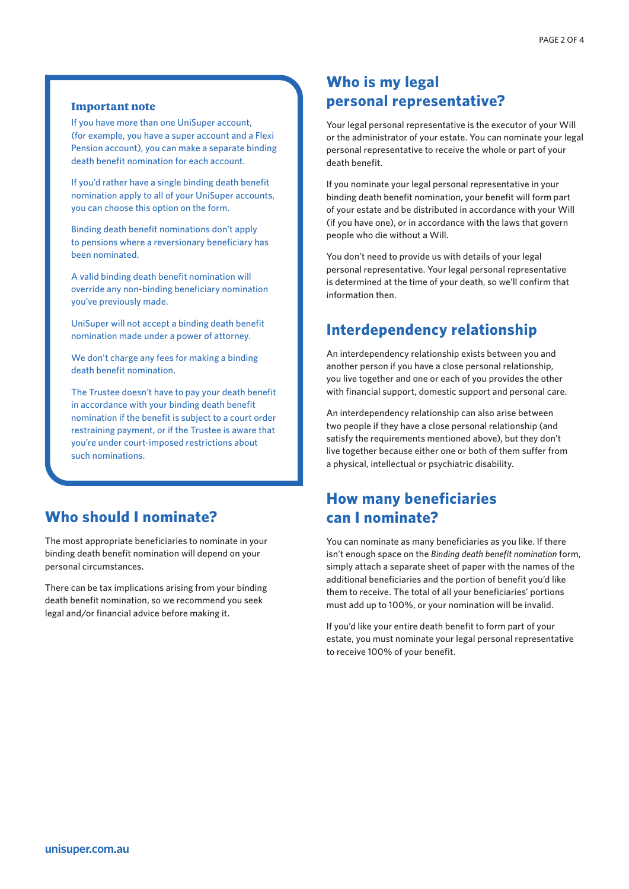### Important note

If you have more than one UniSuper account, (for example, you have a super account and a Flexi Pension account), you can make a separate binding death benefit nomination for each account.

If you'd rather have a single binding death benefit nomination apply to all of your UniSuper accounts, you can choose this option on the form.

Binding death benefit nominations don't apply to pensions where a reversionary beneficiary has been nominated.

A valid binding death benefit nomination will override any non-binding beneficiary nomination you've previously made.

UniSuper will not accept a binding death benefit nomination made under a power of attorney.

We don't charge any fees for making a binding death benefit nomination.

The Trustee doesn't have to pay your death benefit in accordance with your binding death benefit nomination if the benefit is subject to a court order restraining payment, or if the Trustee is aware that you're under court-imposed restrictions about such nominations.

## Who should I nominate?

The most appropriate beneficiaries to nominate in your binding death benefit nomination will depend on your personal circumstances.

There can be tax implications arising from your binding death benefit nomination, so we recommend you seek legal and/or financial advice before making it.

## Who is my legal personal representative?

Your legal personal representative is the executor of your Will or the administrator of your estate. You can nominate your legal personal representative to receive the whole or part of your death benefit.

If you nominate your legal personal representative in your binding death benefit nomination, your benefit will form part of your estate and be distributed in accordance with your Will (if you have one), or in accordance with the laws that govern people who die without a Will.

You don't need to provide us with details of your legal personal representative. Your legal personal representative is determined at the time of your death, so we'll confirm that information then.

## Interdependency relationship

An interdependency relationship exists between you and another person if you have a close personal relationship, you live together and one or each of you provides the other with financial support, domestic support and personal care.

An interdependency relationship can also arise between two people if they have a close personal relationship (and satisfy the requirements mentioned above), but they don't live together because either one or both of them suffer from a physical, intellectual or psychiatric disability.

## How many beneficiaries can I nominate?

You can nominate as many beneficiaries as you like. If there isn't enough space on the *Binding death benefit nomination* form, simply attach a separate sheet of paper with the names of the additional beneficiaries and the portion of benefit you'd like them to receive. The total of all your beneficiaries' portions must add up to 100%, or your nomination will be invalid.

If you'd like your entire death benefit to form part of your estate, you must nominate your legal personal representative to receive 100% of your benefit.

unisuper.com.au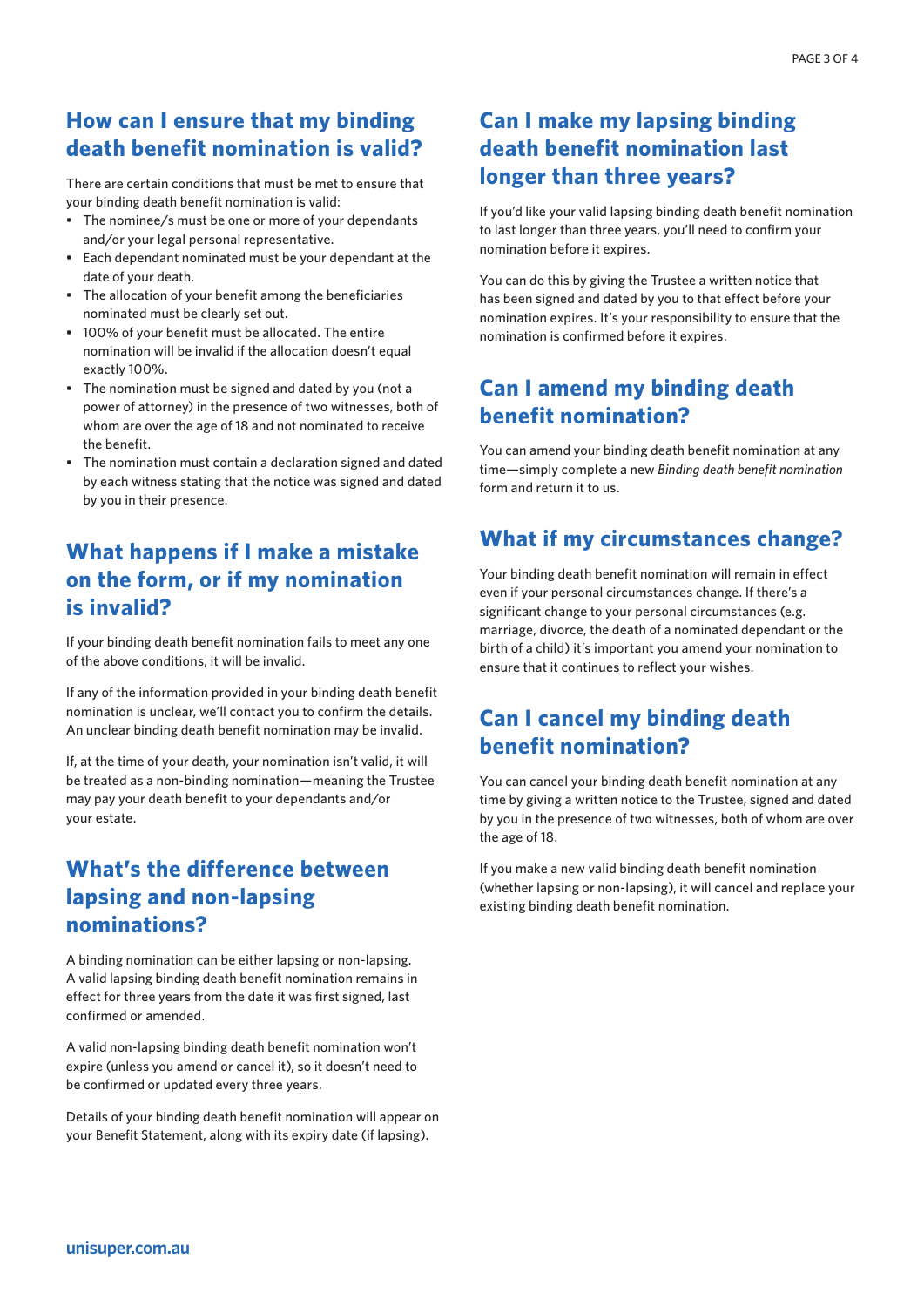## How can I ensure that my binding death benefit nomination is valid?

There are certain conditions that must be met to ensure that your binding death benefit nomination is valid:

- The nominee/s must be one or more of your dependants and/or your legal personal representative.
- Each dependant nominated must be your dependant at the date of your death.
- The allocation of your benefit among the beneficiaries nominated must be clearly set out.
- 100% of your benefit must be allocated. The entire nomination will be invalid if the allocation doesn't equal exactly 100%.
- The nomination must be signed and dated by you (not a power of attorney) in the presence of two witnesses, both of whom are over the age of 18 and not nominated to receive the benefit.
- The nomination must contain a declaration signed and dated by each witness stating that the notice was signed and dated by you in their presence.

## What happens if I make a mistake on the form, or if my nomination is invalid?

If your binding death benefit nomination fails to meet any one of the above conditions, it will be invalid.

If any of the information provided in your binding death benefit nomination is unclear, we'll contact you to confirm the details. An unclear binding death benefit nomination may be invalid.

If, at the time of your death, your nomination isn't valid, it will be treated as a non-binding nomination—meaning the Trustee may pay your death benefit to your dependants and/or your estate.

## What's the difference between lapsing and non-lapsing nominations?

A binding nomination can be either lapsing or non-lapsing. A valid lapsing binding death benefit nomination remains in effect for three years from the date it was first signed, last confirmed or amended.

A valid non-lapsing binding death benefit nomination won't expire (unless you amend or cancel it), so it doesn't need to be confirmed or updated every three years.

Details of your binding death benefit nomination will appear on your Benefit Statement, along with its expiry date (if lapsing).

## Can I make my lapsing binding death benefit nomination last longer than three years?

If you'd like your valid lapsing binding death benefit nomination to last longer than three years, you'll need to confirm your nomination before it expires.

You can do this by giving the Trustee a written notice that has been signed and dated by you to that effect before your nomination expires. It's your responsibility to ensure that the nomination is confirmed before it expires.

## Can I amend my binding death benefit nomination?

You can amend your binding death benefit nomination at any time—simply complete a new *Binding death benefit nomination* form and return it to us.

## What if my circumstances change?

Your binding death benefit nomination will remain in effect even if your personal circumstances change. If there's a significant change to your personal circumstances (e.g. marriage, divorce, the death of a nominated dependant or the birth of a child) it's important you amend your nomination to ensure that it continues to reflect your wishes.

## Can I cancel my binding death benefit nomination?

You can cancel your binding death benefit nomination at any time by giving a written notice to the Trustee, signed and dated by you in the presence of two witnesses, both of whom are over the age of 18.

If you make a new valid binding death benefit nomination (whether lapsing or non-lapsing), it will cancel and replace your existing binding death benefit nomination.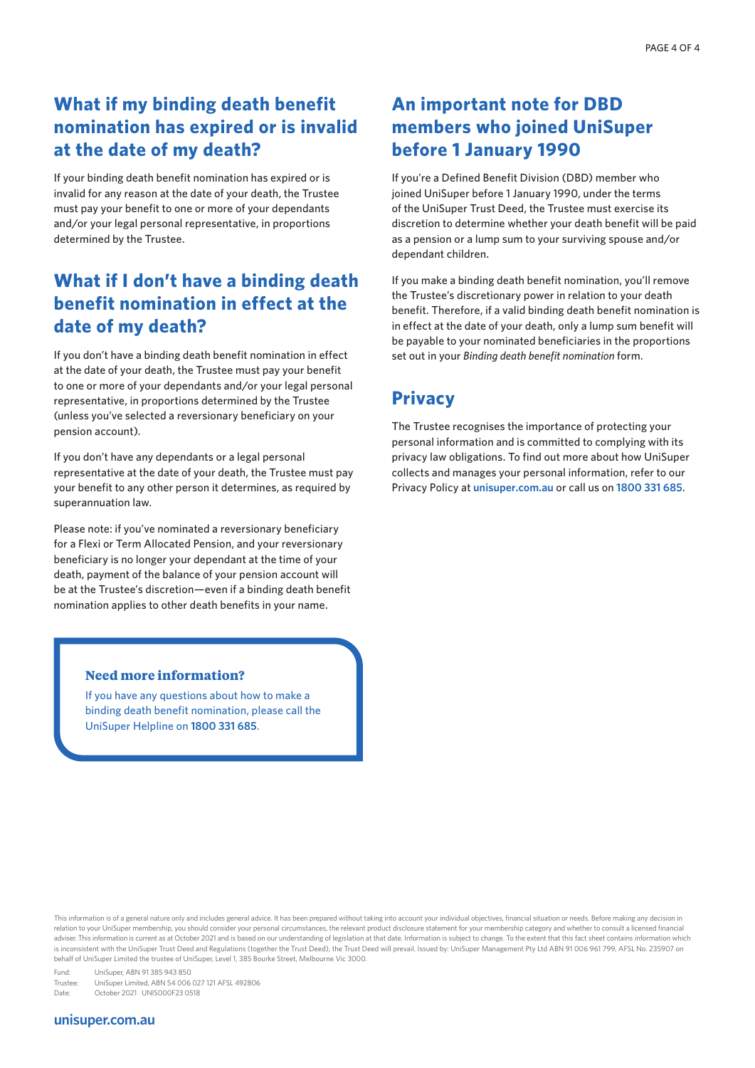## What if my binding death benefit nomination has expired or is invalid at the date of my death?

If your binding death benefit nomination has expired or is invalid for any reason at the date of your death, the Trustee must pay your benefit to one or more of your dependants and/or your legal personal representative, in proportions determined by the Trustee.

## What if I don't have a binding death benefit nomination in effect at the date of my death?

If you don't have a binding death benefit nomination in effect at the date of your death, the Trustee must pay your benefit to one or more of your dependants and/or your legal personal representative, in proportions determined by the Trustee (unless you've selected a reversionary beneficiary on your pension account).

If you don't have any dependants or a legal personal representative at the date of your death, the Trustee must pay your benefit to any other person it determines, as required by superannuation law.

Please note: if you've nominated a reversionary beneficiary for a Flexi or Term Allocated Pension, and your reversionary beneficiary is no longer your dependant at the time of your death, payment of the balance of your pension account will be at the Trustee's discretion—even if a binding death benefit nomination applies to other death benefits in your name.

### Need more information?

If you have any questions about how to make a binding death benefit nomination, please call the UniSuper Helpline on **1800 331 685**.

## An important note for DBD members who joined UniSuper before 1 January 1990

If you're a Defined Benefit Division (DBD) member who joined UniSuper before 1 January 1990, under the terms of the UniSuper Trust Deed, the Trustee must exercise its discretion to determine whether your death benefit will be paid as a pension or a lump sum to your surviving spouse and/or dependant children.

If you make a binding death benefit nomination, you'll remove the Trustee's discretionary power in relation to your death benefit. Therefore, if a valid binding death benefit nomination is in effect at the date of your death, only a lump sum benefit will be payable to your nominated beneficiaries in the proportions set out in your *Binding death benefit nomination* form.

## Privacy

The Trustee recognises the importance of protecting your personal information and is committed to complying with its privacy law obligations. To find out more about how UniSuper collects and manages your personal information, refer to our Privacy Policy at **unisuper.com.au** or call us on **1800 331 685**.

This information is of a general nature only and includes general advice. It has been prepared without taking into account your individual objectives, financial situation or needs. Before making any decision in relation to your UniSuper membership, you should consider your personal circumstances, the relevant product disclosure statement for your membership category and whether to consult a licensed financial adviser. This information is current as at October 2021 and is based on our understanding of legislation at that date. Information is subject to change. To the extent that this fact sheet contains information which is inconsistent with the UniSuper Trust Deed and Regulations (together the Trust Deed), the Trust Deed will prevail. Issued by: UniSuper Management Pty Ltd ABN 91 006 961 799, AFSL No. 235907 on behalf of UniSuper Limited the trustee of UniSuper, Level 1, 385 Bourke Street, Melbourne Vic 3000.

Fund: UniSuper, ABN 91 385 943 850
Trustee: UniSuper Limited, ABN 54 006 027 121 AFSL 492806
Date: October 2021 UNIS000F23 0518

**unisuper.com.au**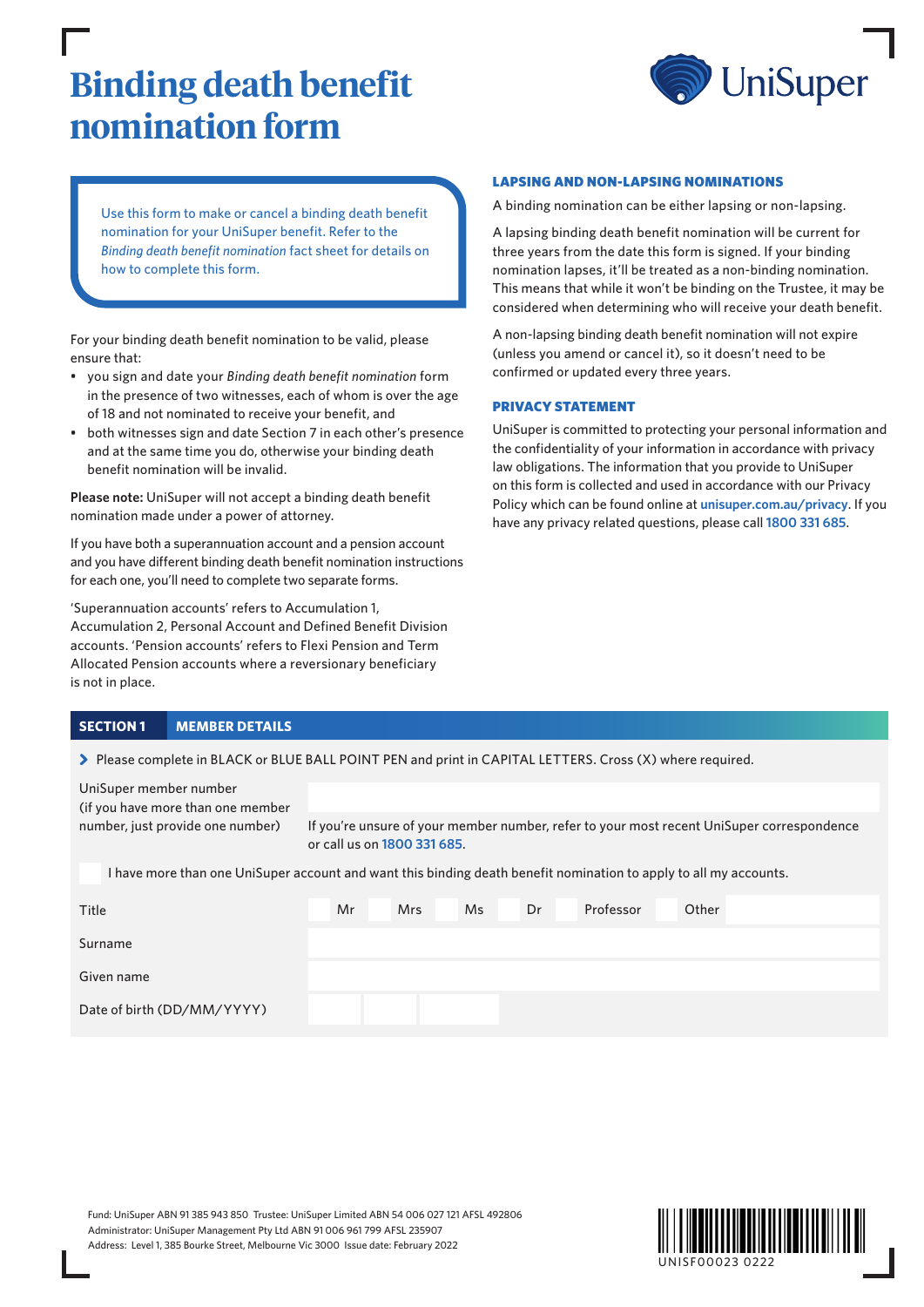# Binding death benefit nomination form

UniSuper

Use this form to make or cancel a binding death benefit nomination for your UniSuper benefit. Refer to the *Binding death benefit nomination* fact sheet for details on how to complete this form.

For your binding death benefit nomination to be valid, please ensure that:

- you sign and date your *Binding death benefit nomination* form in the presence of two witnesses, each of whom is over the age of 18 and not nominated to receive your benefit, and
- both witnesses sign and date Section 7 in each other's presence and at the same time you do, otherwise your binding death benefit nomination will be invalid.

**Please note:** UniSuper will not accept a binding death benefit nomination made under a power of attorney.

If you have both a superannuation account and a pension account and you have different binding death benefit nomination instructions for each one, you'll need to complete two separate forms.

'Superannuation accounts' refers to Accumulation 1, Accumulation 2, Personal Account and Defined Benefit Division accounts. 'Pension accounts' refers to Flexi Pension and Term Allocated Pension accounts where a reversionary beneficiary is not in place.

### LAPSING AND NON-LAPSING NOMINATIONS

A binding nomination can be either lapsing or non-lapsing.

A lapsing binding death benefit nomination will be current for three years from the date this form is signed. If your binding nomination lapses, it'll be treated as a non-binding nomination. This means that while it won't be binding on the Trustee, it may be considered when determining who will receive your death benefit.

A non-lapsing binding death benefit nomination will not expire (unless you amend or cancel it), so it doesn't need to be confirmed or updated every three years.

### PRIVACY STATEMENT

UniSuper is committed to protecting your personal information and the confidentiality of your information in accordance with privacy law obligations. The information that you provide to UniSuper on this form is collected and used in accordance with our Privacy Policy which can be found online at **unisuper.com.au/privacy**. If you have any privacy related questions, please call **1800 331 685**.

## SECTION 1 MEMBER DETAILS

› Please complete in BLACK or BLUE BALL POINT PEN and print in CAPITAL LETTERS. Cross (X) where required.

UniSuper member number (if you have more than one member number, just provide one number) ____________

If you're unsure of your member number, refer to your most recent UniSuper correspondence or call us on **1800 331 685**.

☐ I have more than one UniSuper account and want this binding death benefit nomination to apply to all my accounts.

Title ☐ Mr ☐ Mrs ☐ Ms ☐ Dr ☐ Professor ☐ Other ____________

Surname ____________

Given name ____________

Date of birth (DD/MM/YYYY) ____ / ____ / ________

Fund: UniSuper ABN 91 385 943 850 Trustee: UniSuper Limited ABN 54 006 027 121 AFSL 492806
Administrator: UniSuper Management Pty Ltd ABN 91 006 961 799 AFSL 235907
Address: Level 1, 385 Bourke Street, Melbourne Vic 3000 Issue date: February 2022

UNISF00023 0222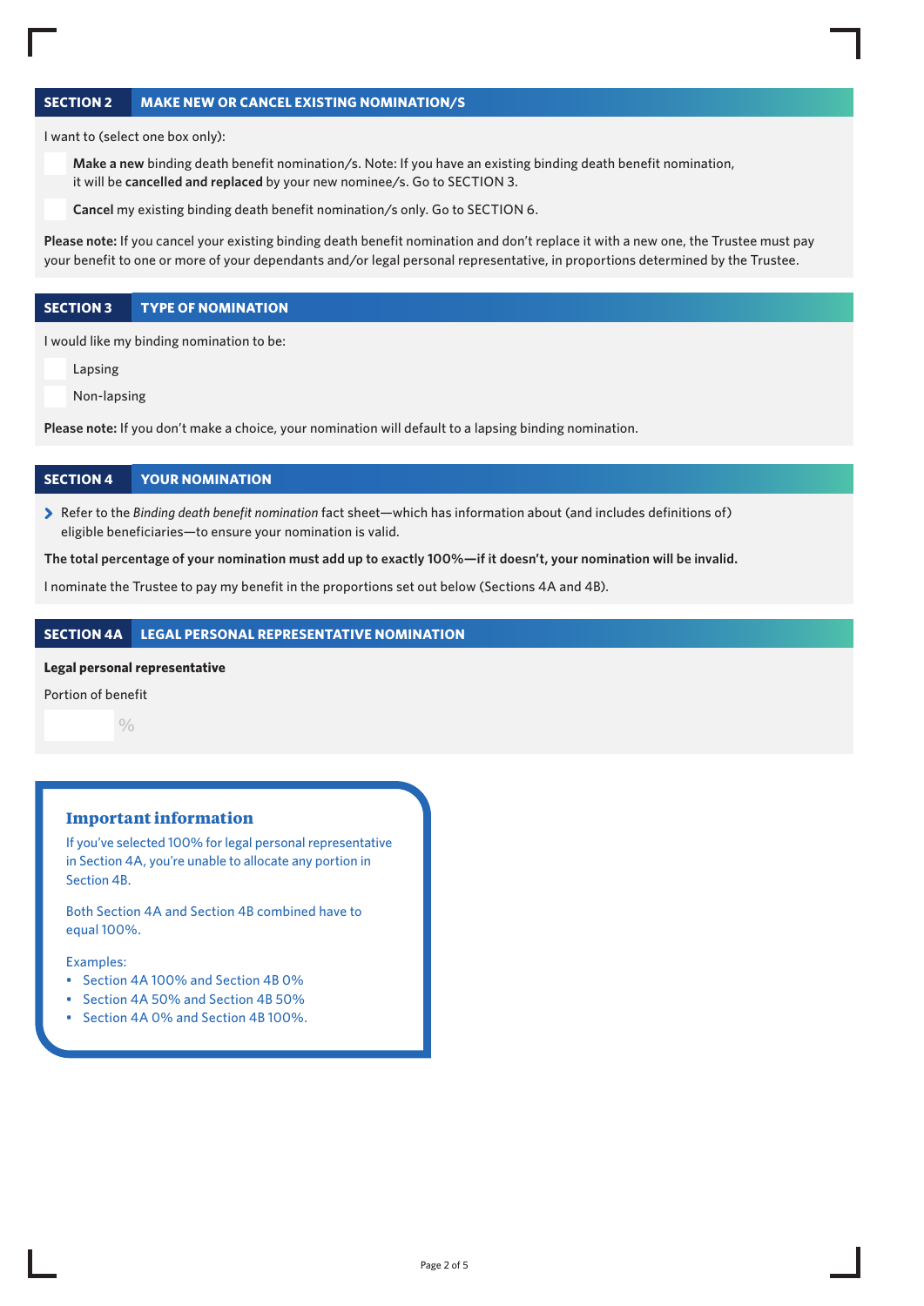## SECTION 2 MAKE NEW OR CANCEL EXISTING NOMINATION/S

I want to (select one box only):

- ☐ **Make a new** binding death benefit nomination/s. Note: If you have an existing binding death benefit nomination, it will be **cancelled and replaced** by your new nominee/s. Go to SECTION 3.
- ☐ **Cancel** my existing binding death benefit nomination/s only. Go to SECTION 6.

**Please note:** If you cancel your existing binding death benefit nomination and don't replace it with a new one, the Trustee must pay your benefit to one or more of your dependants and/or legal personal representative, in proportions determined by the Trustee.

## SECTION 3 TYPE OF NOMINATION

I would like my binding nomination to be:

- ☐ Lapsing
- ☐ Non-lapsing

**Please note:** If you don't make a choice, your nomination will default to a lapsing binding nomination.

## SECTION 4 YOUR NOMINATION

> Refer to the *Binding death benefit nomination* fact sheet—which has information about (and includes definitions of) eligible beneficiaries—to ensure your nomination is valid.

**The total percentage of your nomination must add up to exactly 100%—if it doesn't, your nomination will be invalid.**

I nominate the Trustee to pay my benefit in the proportions set out below (Sections 4A and 4B).

## SECTION 4A LEGAL PERSONAL REPRESENTATIVE NOMINATION

**Legal personal representative**

Portion of benefit

______ %

### Important information

If you've selected 100% for legal personal representative in Section 4A, you're unable to allocate any portion in Section 4B.

Both Section 4A and Section 4B combined have to equal 100%.

Examples:

- Section 4A 100% and Section 4B 0%
- Section 4A 50% and Section 4B 50%
- Section 4A 0% and Section 4B 100%.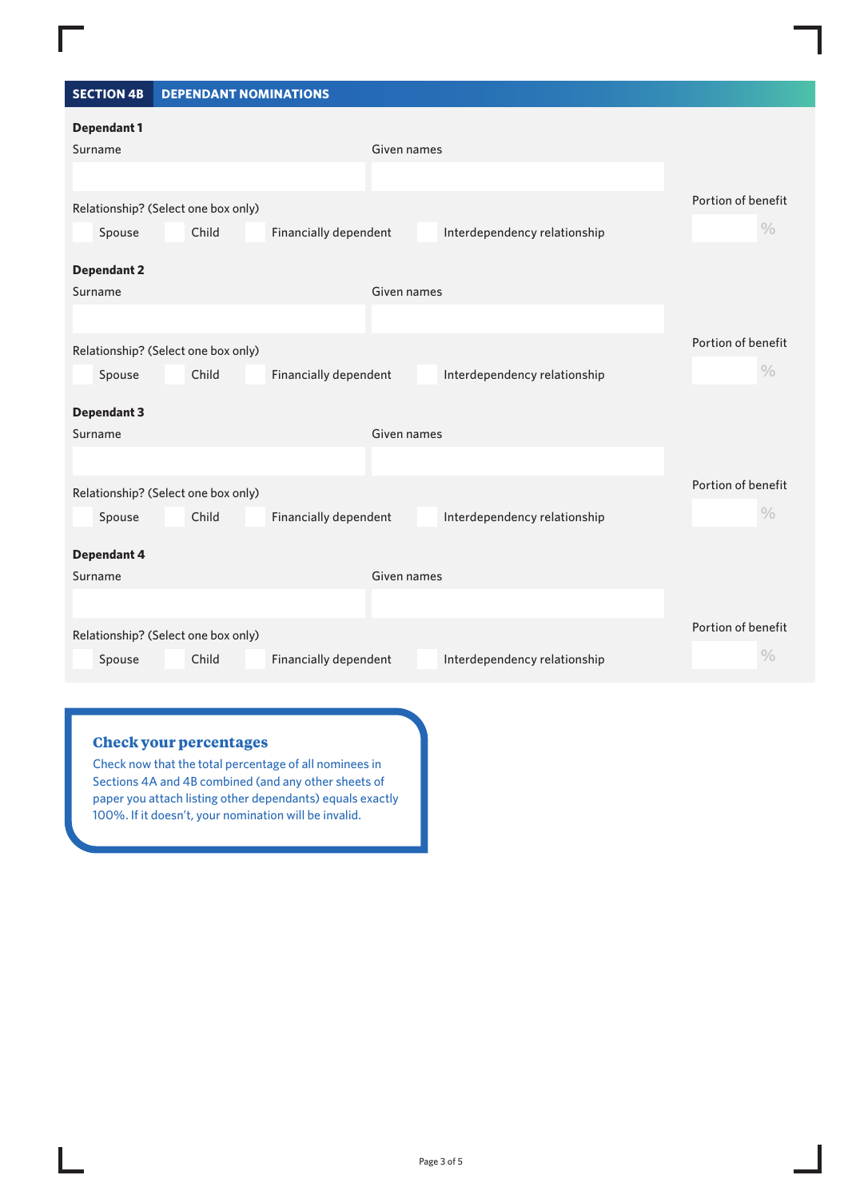## SECTION 4B DEPENDANT NOMINATIONS

**Dependant 1**

Surname

Given names

Relationship? (Select one box only)

☐ Spouse ☐ Child ☐ Financially dependent ☐ Interdependency relationship

Portion of benefit

%

**Dependant 2**

Surname

Given names

Relationship? (Select one box only)

☐ Spouse ☐ Child ☐ Financially dependent ☐ Interdependency relationship

Portion of benefit

%

**Dependant 3**

Surname

Given names

Relationship? (Select one box only)

☐ Spouse ☐ Child ☐ Financially dependent ☐ Interdependency relationship

Portion of benefit

%

**Dependant 4**

Surname

Given names

Relationship? (Select one box only)

☐ Spouse ☐ Child ☐ Financially dependent ☐ Interdependency relationship

Portion of benefit

%

### Check your percentages

Check now that the total percentage of all nominees in Sections 4A and 4B combined (and any other sheets of paper you attach listing other dependants) equals exactly 100%. If it doesn't, your nomination will be invalid.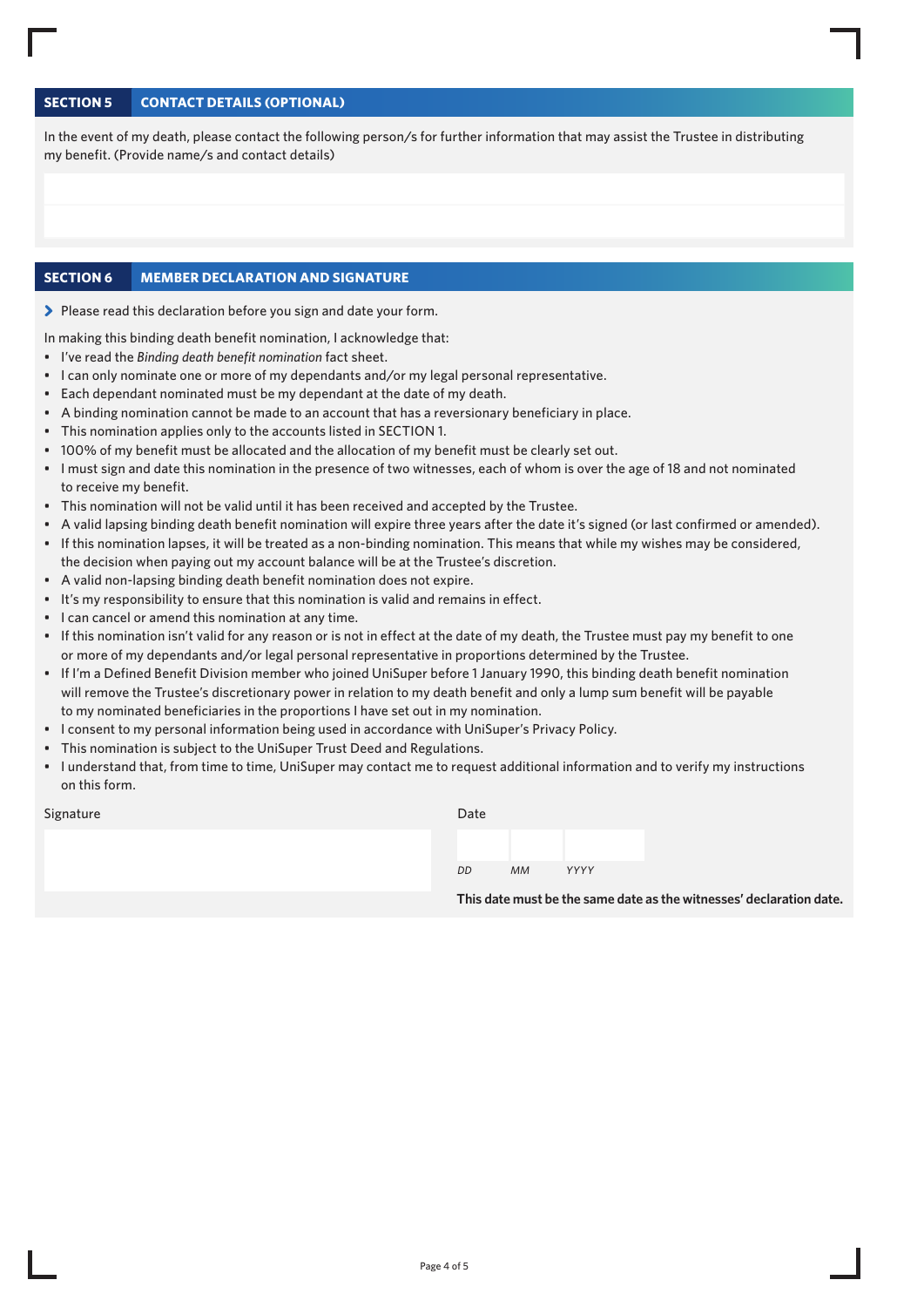## SECTION 5 CONTACT DETAILS (OPTIONAL)

In the event of my death, please contact the following person/s for further information that may assist the Trustee in distributing my benefit. (Provide name/s and contact details)

## SECTION 6 MEMBER DECLARATION AND SIGNATURE

› Please read this declaration before you sign and date your form.

In making this binding death benefit nomination, I acknowledge that:

- I've read the *Binding death benefit nomination* fact sheet.
- I can only nominate one or more of my dependants and/or my legal personal representative.
- Each dependant nominated must be my dependant at the date of my death.
- A binding nomination cannot be made to an account that has a reversionary beneficiary in place.
- This nomination applies only to the accounts listed in SECTION 1.
- 100% of my benefit must be allocated and the allocation of my benefit must be clearly set out.
- I must sign and date this nomination in the presence of two witnesses, each of whom is over the age of 18 and not nominated to receive my benefit.
- This nomination will not be valid until it has been received and accepted by the Trustee.
- A valid lapsing binding death benefit nomination will expire three years after the date it's signed (or last confirmed or amended).
- If this nomination lapses, it will be treated as a non-binding nomination. This means that while my wishes may be considered, the decision when paying out my account balance will be at the Trustee's discretion.
- A valid non-lapsing binding death benefit nomination does not expire.
- It's my responsibility to ensure that this nomination is valid and remains in effect.
- I can cancel or amend this nomination at any time.
- If this nomination isn't valid for any reason or is not in effect at the date of my death, the Trustee must pay my benefit to one or more of my dependants and/or legal personal representative in proportions determined by the Trustee.
- If I'm a Defined Benefit Division member who joined UniSuper before 1 January 1990, this binding death benefit nomination will remove the Trustee's discretionary power in relation to my death benefit and only a lump sum benefit will be payable to my nominated beneficiaries in the proportions I have set out in my nomination.
- I consent to my personal information being used in accordance with UniSuper's Privacy Policy.
- This nomination is subject to the UniSuper Trust Deed and Regulations.
- I understand that, from time to time, UniSuper may contact me to request additional information and to verify my instructions on this form.

Signature

Date

*DD* *MM* *YYYY*

**This date must be the same date as the witnesses' declaration date.**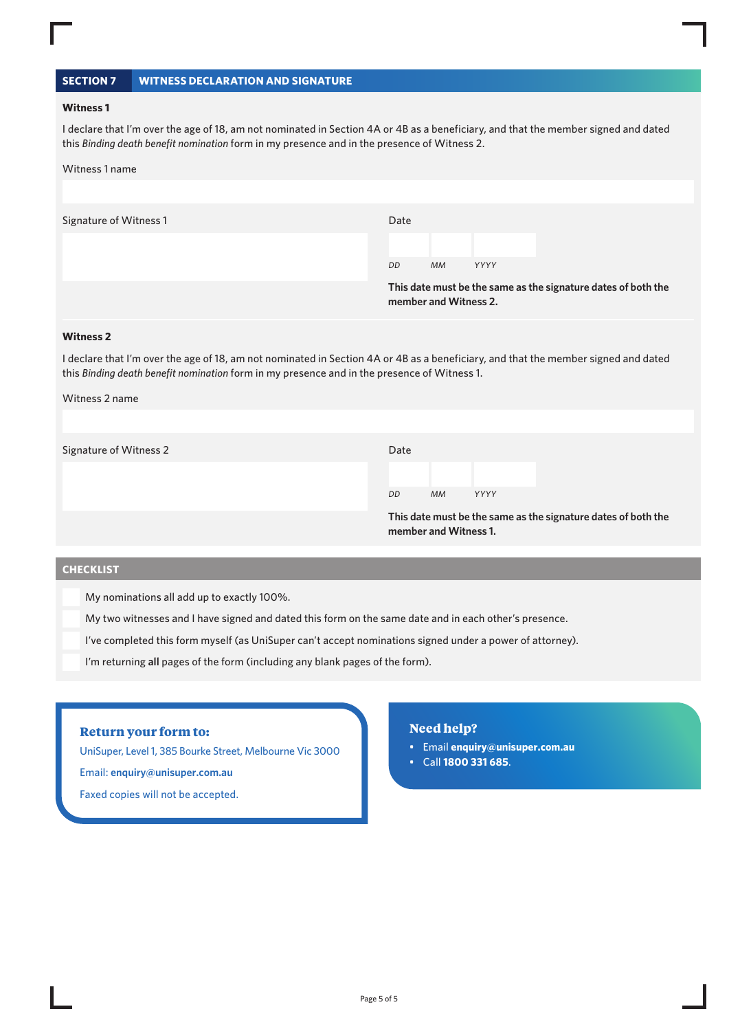## SECTION 7 WITNESS DECLARATION AND SIGNATURE

**Witness 1**

I declare that I'm over the age of 18, am not nominated in Section 4A or 4B as a beneficiary, and that the member signed and dated this *Binding death benefit nomination* form in my presence and in the presence of Witness 2.

Witness 1 name

Signature of Witness 1

Date

DD MM YYYY

**This date must be the same as the signature dates of both the member and Witness 2.**

**Witness 2**

I declare that I'm over the age of 18, am not nominated in Section 4A or 4B as a beneficiary, and that the member signed and dated this *Binding death benefit nomination* form in my presence and in the presence of Witness 1.

Witness 2 name

Signature of Witness 2

Date

DD MM YYYY

**This date must be the same as the signature dates of both the member and Witness 1.**

## CHECKLIST

- [ ] My nominations all add up to exactly 100%.
- [ ] My two witnesses and I have signed and dated this form on the same date and in each other's presence.
- [ ] I've completed this form myself (as UniSuper can't accept nominations signed under a power of attorney).
- [ ] I'm returning **all** pages of the form (including any blank pages of the form).

### Return your form to:

UniSuper, Level 1, 385 Bourke Street, Melbourne Vic 3000

Email: **enquiry@unisuper.com.au**

Faxed copies will not be accepted.

### Need help?

- Email **enquiry@unisuper.com.au**
- Call **1800 331 685**.